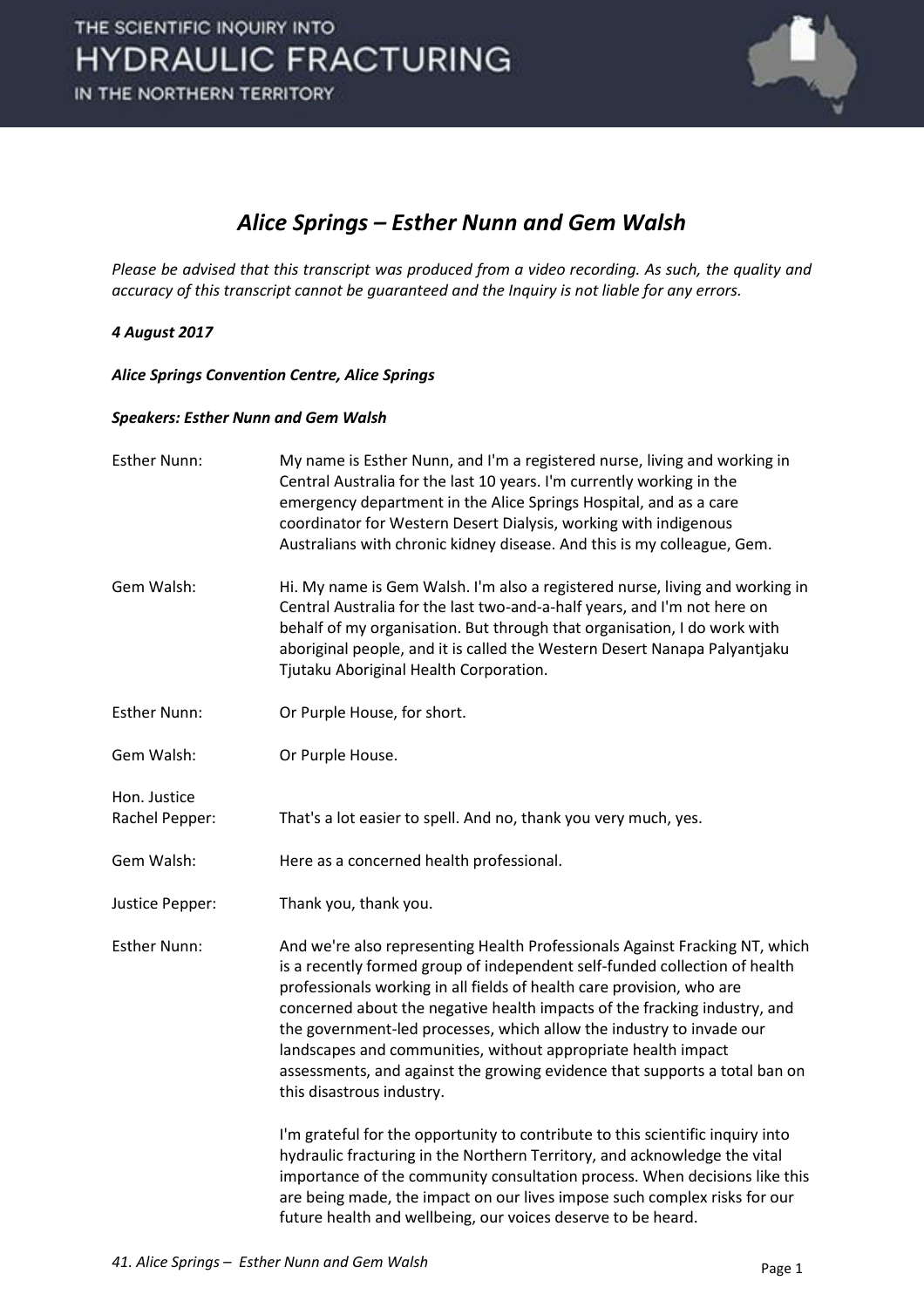# *Alice Springs – Esther Nunn and Gem Walsh*

*Please be advised that this transcript was produced from a video recording. As such, the quality and accuracy of this transcript cannot be guaranteed and the Inquiry is not liable for any errors.*

***4 August 2017***

***Alice Springs Convention Centre, Alice Springs***

***Speakers: Esther Nunn and Gem Walsh***

Esther Nunn: My name is Esther Nunn, and I'm a registered nurse, living and working in Central Australia for the last 10 years. I'm currently working in the emergency department in the Alice Springs Hospital, and as a care coordinator for Western Desert Dialysis, working with indigenous Australians with chronic kidney disease. And this is my colleague, Gem.

Gem Walsh: Hi. My name is Gem Walsh. I'm also a registered nurse, living and working in Central Australia for the last two-and-a-half years, and I'm not here on behalf of my organisation. But through that organisation, I do work with aboriginal people, and it is called the Western Desert Nanapa Palyantjaku Tjutaku Aboriginal Health Corporation.

Esther Nunn: Or Purple House, for short.

Gem Walsh: Or Purple House.

Hon. Justice Rachel Pepper: That's a lot easier to spell. And no, thank you very much, yes.

Gem Walsh: Here as a concerned health professional.

Justice Pepper: Thank you, thank you.

Esther Nunn: And we're also representing Health Professionals Against Fracking NT, which is a recently formed group of independent self-funded collection of health professionals working in all fields of health care provision, who are concerned about the negative health impacts of the fracking industry, and the government-led processes, which allow the industry to invade our landscapes and communities, without appropriate health impact assessments, and against the growing evidence that supports a total ban on this disastrous industry.

I'm grateful for the opportunity to contribute to this scientific inquiry into hydraulic fracturing in the Northern Territory, and acknowledge the vital importance of the community consultation process. When decisions like this are being made, the impact on our lives impose such complex risks for our future health and wellbeing, our voices deserve to be heard.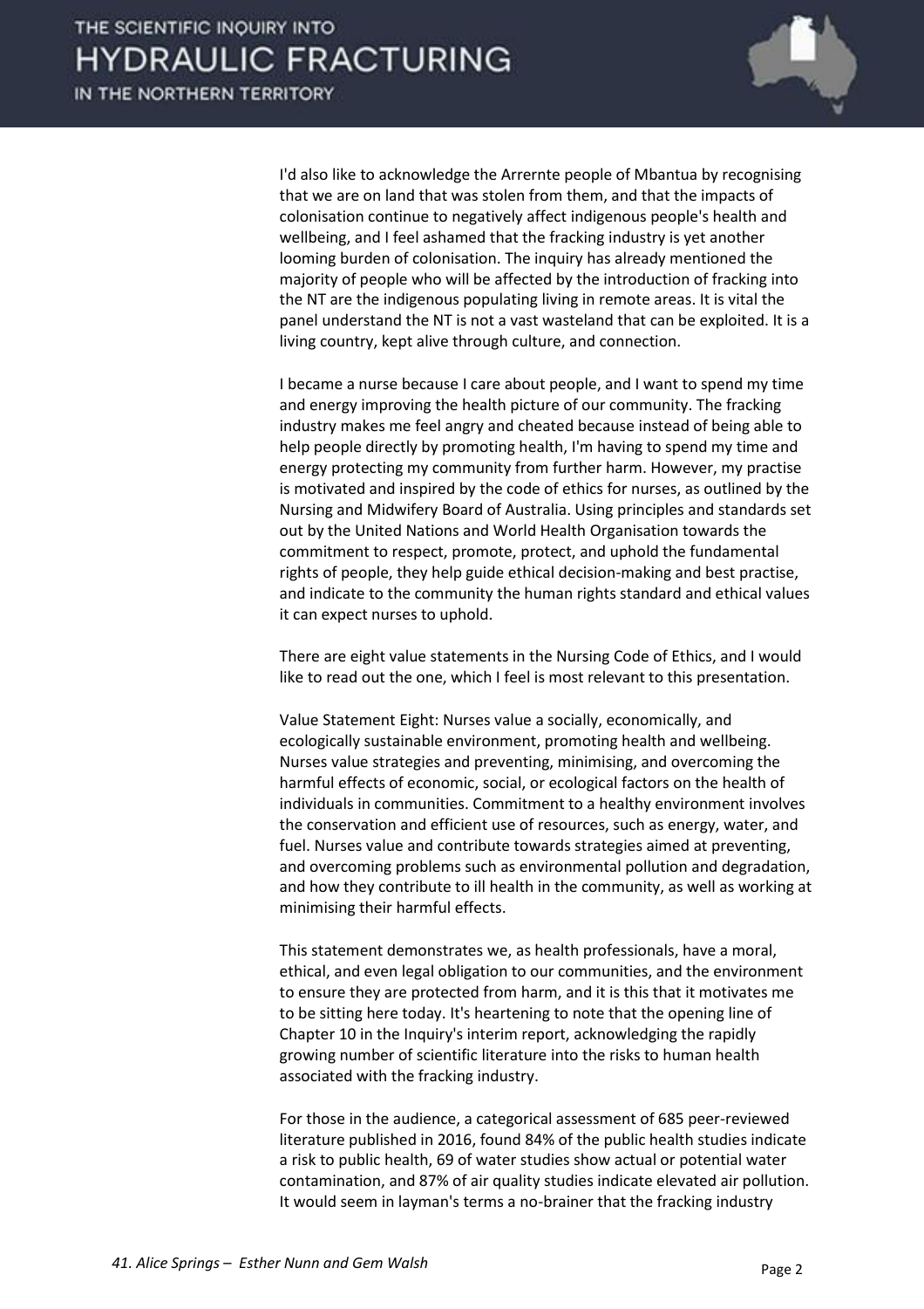I'd also like to acknowledge the Arrernte people of Mbantua by recognising that we are on land that was stolen from them, and that the impacts of colonisation continue to negatively affect indigenous people's health and wellbeing, and I feel ashamed that the fracking industry is yet another looming burden of colonisation. The inquiry has already mentioned the majority of people who will be affected by the introduction of fracking into the NT are the indigenous populating living in remote areas. It is vital the panel understand the NT is not a vast wasteland that can be exploited. It is a living country, kept alive through culture, and connection.

I became a nurse because I care about people, and I want to spend my time and energy improving the health picture of our community. The fracking industry makes me feel angry and cheated because instead of being able to help people directly by promoting health, I'm having to spend my time and energy protecting my community from further harm. However, my practise is motivated and inspired by the code of ethics for nurses, as outlined by the Nursing and Midwifery Board of Australia. Using principles and standards set out by the United Nations and World Health Organisation towards the commitment to respect, promote, protect, and uphold the fundamental rights of people, they help guide ethical decision-making and best practise, and indicate to the community the human rights standard and ethical values it can expect nurses to uphold.

There are eight value statements in the Nursing Code of Ethics, and I would like to read out the one, which I feel is most relevant to this presentation.

Value Statement Eight: Nurses value a socially, economically, and ecologically sustainable environment, promoting health and wellbeing. Nurses value strategies and preventing, minimising, and overcoming the harmful effects of economic, social, or ecological factors on the health of individuals in communities. Commitment to a healthy environment involves the conservation and efficient use of resources, such as energy, water, and fuel. Nurses value and contribute towards strategies aimed at preventing, and overcoming problems such as environmental pollution and degradation, and how they contribute to ill health in the community, as well as working at minimising their harmful effects.

This statement demonstrates we, as health professionals, have a moral, ethical, and even legal obligation to our communities, and the environment to ensure they are protected from harm, and it is this that it motivates me to be sitting here today. It's heartening to note that the opening line of Chapter 10 in the Inquiry's interim report, acknowledging the rapidly growing number of scientific literature into the risks to human health associated with the fracking industry.

For those in the audience, a categorical assessment of 685 peer-reviewed literature published in 2016, found 84% of the public health studies indicate a risk to public health, 69 of water studies show actual or potential water contamination, and 87% of air quality studies indicate elevated air pollution. It would seem in layman's terms a no-brainer that the fracking industry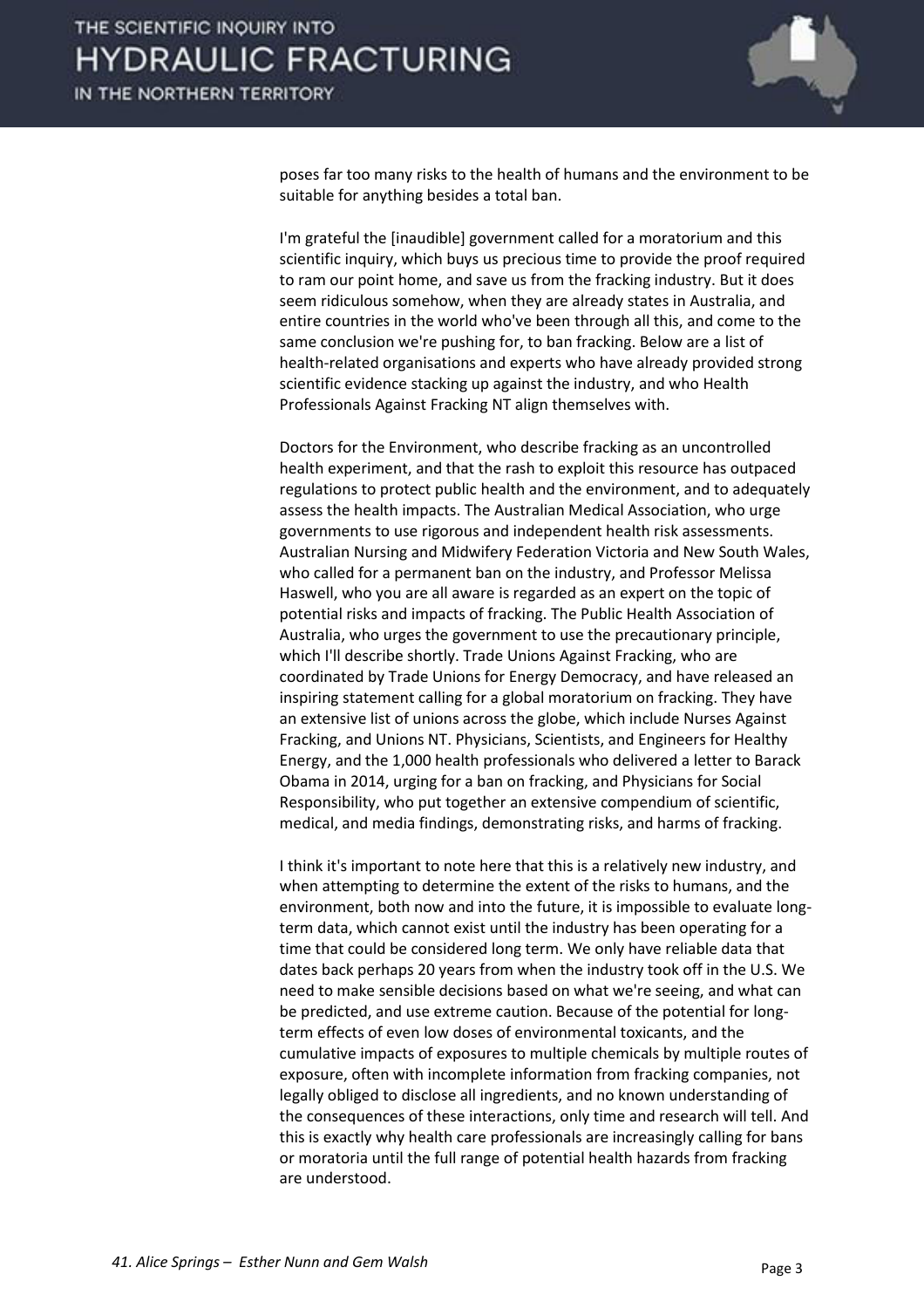poses far too many risks to the health of humans and the environment to be suitable for anything besides a total ban.

I'm grateful the [inaudible] government called for a moratorium and this scientific inquiry, which buys us precious time to provide the proof required to ram our point home, and save us from the fracking industry. But it does seem ridiculous somehow, when they are already states in Australia, and entire countries in the world who've been through all this, and come to the same conclusion we're pushing for, to ban fracking. Below are a list of health-related organisations and experts who have already provided strong scientific evidence stacking up against the industry, and who Health Professionals Against Fracking NT align themselves with.

Doctors for the Environment, who describe fracking as an uncontrolled health experiment, and that the rash to exploit this resource has outpaced regulations to protect public health and the environment, and to adequately assess the health impacts. The Australian Medical Association, who urge governments to use rigorous and independent health risk assessments. Australian Nursing and Midwifery Federation Victoria and New South Wales, who called for a permanent ban on the industry, and Professor Melissa Haswell, who you are all aware is regarded as an expert on the topic of potential risks and impacts of fracking. The Public Health Association of Australia, who urges the government to use the precautionary principle, which I'll describe shortly. Trade Unions Against Fracking, who are coordinated by Trade Unions for Energy Democracy, and have released an inspiring statement calling for a global moratorium on fracking. They have an extensive list of unions across the globe, which include Nurses Against Fracking, and Unions NT. Physicians, Scientists, and Engineers for Healthy Energy, and the 1,000 health professionals who delivered a letter to Barack Obama in 2014, urging for a ban on fracking, and Physicians for Social Responsibility, who put together an extensive compendium of scientific, medical, and media findings, demonstrating risks, and harms of fracking.

I think it's important to note here that this is a relatively new industry, and when attempting to determine the extent of the risks to humans, and the environment, both now and into the future, it is impossible to evaluate long-term data, which cannot exist until the industry has been operating for a time that could be considered long term. We only have reliable data that dates back perhaps 20 years from when the industry took off in the U.S. We need to make sensible decisions based on what we're seeing, and what can be predicted, and use extreme caution. Because of the potential for long-term effects of even low doses of environmental toxicants, and the cumulative impacts of exposures to multiple chemicals by multiple routes of exposure, often with incomplete information from fracking companies, not legally obliged to disclose all ingredients, and no known understanding of the consequences of these interactions, only time and research will tell. And this is exactly why health care professionals are increasingly calling for bans or moratoria until the full range of potential health hazards from fracking are understood.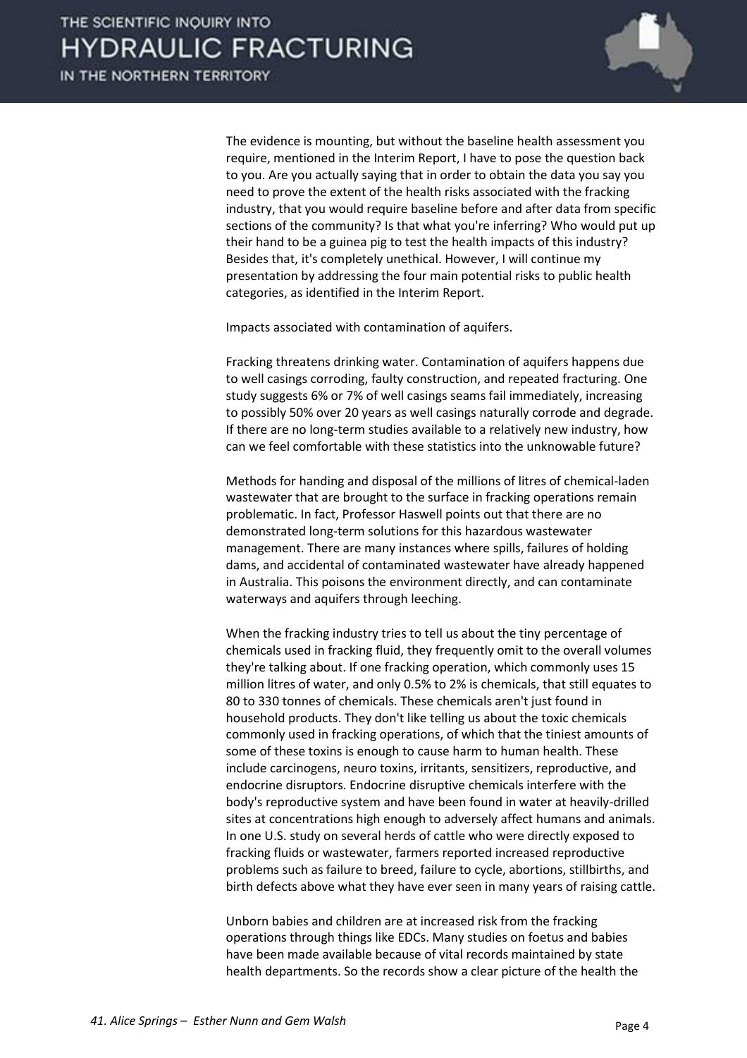The evidence is mounting, but without the baseline health assessment you require, mentioned in the Interim Report, I have to pose the question back to you. Are you actually saying that in order to obtain the data you say you need to prove the extent of the health risks associated with the fracking industry, that you would require baseline before and after data from specific sections of the community? Is that what you're inferring? Who would put up their hand to be a guinea pig to test the health impacts of this industry? Besides that, it's completely unethical. However, I will continue my presentation by addressing the four main potential risks to public health categories, as identified in the Interim Report.

Impacts associated with contamination of aquifers.

Fracking threatens drinking water. Contamination of aquifers happens due to well casings corroding, faulty construction, and repeated fracturing. One study suggests 6% or 7% of well casings seams fail immediately, increasing to possibly 50% over 20 years as well casings naturally corrode and degrade. If there are no long-term studies available to a relatively new industry, how can we feel comfortable with these statistics into the unknowable future?

Methods for handing and disposal of the millions of litres of chemical-laden wastewater that are brought to the surface in fracking operations remain problematic. In fact, Professor Haswell points out that there are no demonstrated long-term solutions for this hazardous wastewater management. There are many instances where spills, failures of holding dams, and accidental of contaminated wastewater have already happened in Australia. This poisons the environment directly, and can contaminate waterways and aquifers through leeching.

When the fracking industry tries to tell us about the tiny percentage of chemicals used in fracking fluid, they frequently omit to the overall volumes they're talking about. If one fracking operation, which commonly uses 15 million litres of water, and only 0.5% to 2% is chemicals, that still equates to 80 to 330 tonnes of chemicals. These chemicals aren't just found in household products. They don't like telling us about the toxic chemicals commonly used in fracking operations, of which that the tiniest amounts of some of these toxins is enough to cause harm to human health. These include carcinogens, neuro toxins, irritants, sensitizers, reproductive, and endocrine disruptors. Endocrine disruptive chemicals interfere with the body's reproductive system and have been found in water at heavily-drilled sites at concentrations high enough to adversely affect humans and animals. In one U.S. study on several herds of cattle who were directly exposed to fracking fluids or wastewater, farmers reported increased reproductive problems such as failure to breed, failure to cycle, abortions, stillbirths, and birth defects above what they have ever seen in many years of raising cattle.

Unborn babies and children are at increased risk from the fracking operations through things like EDCs. Many studies on foetus and babies have been made available because of vital records maintained by state health departments. So the records show a clear picture of the health the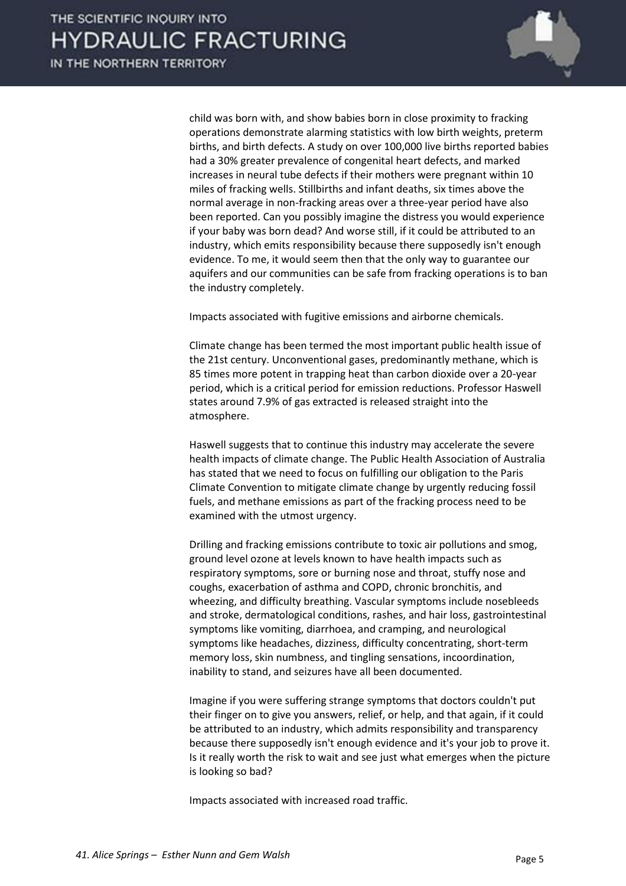child was born with, and show babies born in close proximity to fracking operations demonstrate alarming statistics with low birth weights, preterm births, and birth defects. A study on over 100,000 live births reported babies had a 30% greater prevalence of congenital heart defects, and marked increases in neural tube defects if their mothers were pregnant within 10 miles of fracking wells. Stillbirths and infant deaths, six times above the normal average in non-fracking areas over a three-year period have also been reported. Can you possibly imagine the distress you would experience if your baby was born dead? And worse still, if it could be attributed to an industry, which emits responsibility because there supposedly isn't enough evidence. To me, it would seem then that the only way to guarantee our aquifers and our communities can be safe from fracking operations is to ban the industry completely.

Impacts associated with fugitive emissions and airborne chemicals.

Climate change has been termed the most important public health issue of the 21st century. Unconventional gases, predominantly methane, which is 85 times more potent in trapping heat than carbon dioxide over a 20-year period, which is a critical period for emission reductions. Professor Haswell states around 7.9% of gas extracted is released straight into the atmosphere.

Haswell suggests that to continue this industry may accelerate the severe health impacts of climate change. The Public Health Association of Australia has stated that we need to focus on fulfilling our obligation to the Paris Climate Convention to mitigate climate change by urgently reducing fossil fuels, and methane emissions as part of the fracking process need to be examined with the utmost urgency.

Drilling and fracking emissions contribute to toxic air pollutions and smog, ground level ozone at levels known to have health impacts such as respiratory symptoms, sore or burning nose and throat, stuffy nose and coughs, exacerbation of asthma and COPD, chronic bronchitis, and wheezing, and difficulty breathing. Vascular symptoms include nosebleeds and stroke, dermatological conditions, rashes, and hair loss, gastrointestinal symptoms like vomiting, diarrhoea, and cramping, and neurological symptoms like headaches, dizziness, difficulty concentrating, short-term memory loss, skin numbness, and tingling sensations, incoordination, inability to stand, and seizures have all been documented.

Imagine if you were suffering strange symptoms that doctors couldn't put their finger on to give you answers, relief, or help, and that again, if it could be attributed to an industry, which admits responsibility and transparency because there supposedly isn't enough evidence and it's your job to prove it. Is it really worth the risk to wait and see just what emerges when the picture is looking so bad?

Impacts associated with increased road traffic.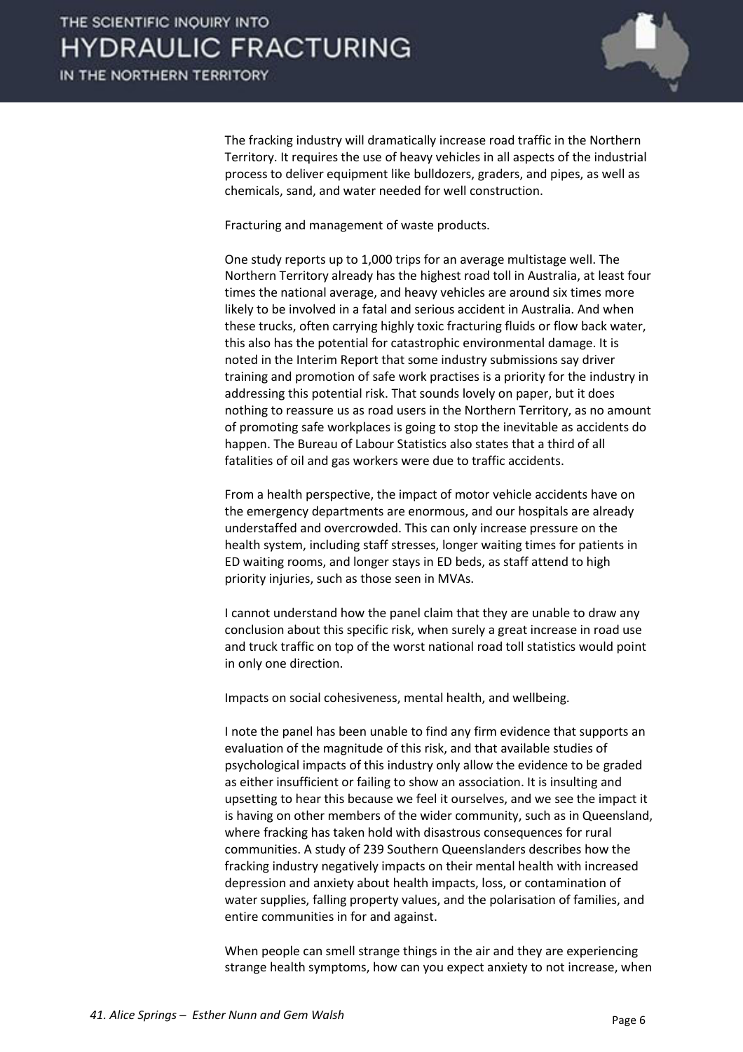The fracking industry will dramatically increase road traffic in the Northern Territory. It requires the use of heavy vehicles in all aspects of the industrial process to deliver equipment like bulldozers, graders, and pipes, as well as chemicals, sand, and water needed for well construction.

Fracturing and management of waste products.

One study reports up to 1,000 trips for an average multistage well. The Northern Territory already has the highest road toll in Australia, at least four times the national average, and heavy vehicles are around six times more likely to be involved in a fatal and serious accident in Australia. And when these trucks, often carrying highly toxic fracturing fluids or flow back water, this also has the potential for catastrophic environmental damage. It is noted in the Interim Report that some industry submissions say driver training and promotion of safe work practises is a priority for the industry in addressing this potential risk. That sounds lovely on paper, but it does nothing to reassure us as road users in the Northern Territory, as no amount of promoting safe workplaces is going to stop the inevitable as accidents do happen. The Bureau of Labour Statistics also states that a third of all fatalities of oil and gas workers were due to traffic accidents.

From a health perspective, the impact of motor vehicle accidents have on the emergency departments are enormous, and our hospitals are already understaffed and overcrowded. This can only increase pressure on the health system, including staff stresses, longer waiting times for patients in ED waiting rooms, and longer stays in ED beds, as staff attend to high priority injuries, such as those seen in MVAs.

I cannot understand how the panel claim that they are unable to draw any conclusion about this specific risk, when surely a great increase in road use and truck traffic on top of the worst national road toll statistics would point in only one direction.

Impacts on social cohesiveness, mental health, and wellbeing.

I note the panel has been unable to find any firm evidence that supports an evaluation of the magnitude of this risk, and that available studies of psychological impacts of this industry only allow the evidence to be graded as either insufficient or failing to show an association. It is insulting and upsetting to hear this because we feel it ourselves, and we see the impact it is having on other members of the wider community, such as in Queensland, where fracking has taken hold with disastrous consequences for rural communities. A study of 239 Southern Queenslanders describes how the fracking industry negatively impacts on their mental health with increased depression and anxiety about health impacts, loss, or contamination of water supplies, falling property values, and the polarisation of families, and entire communities in for and against.

When people can smell strange things in the air and they are experiencing strange health symptoms, how can you expect anxiety to not increase, when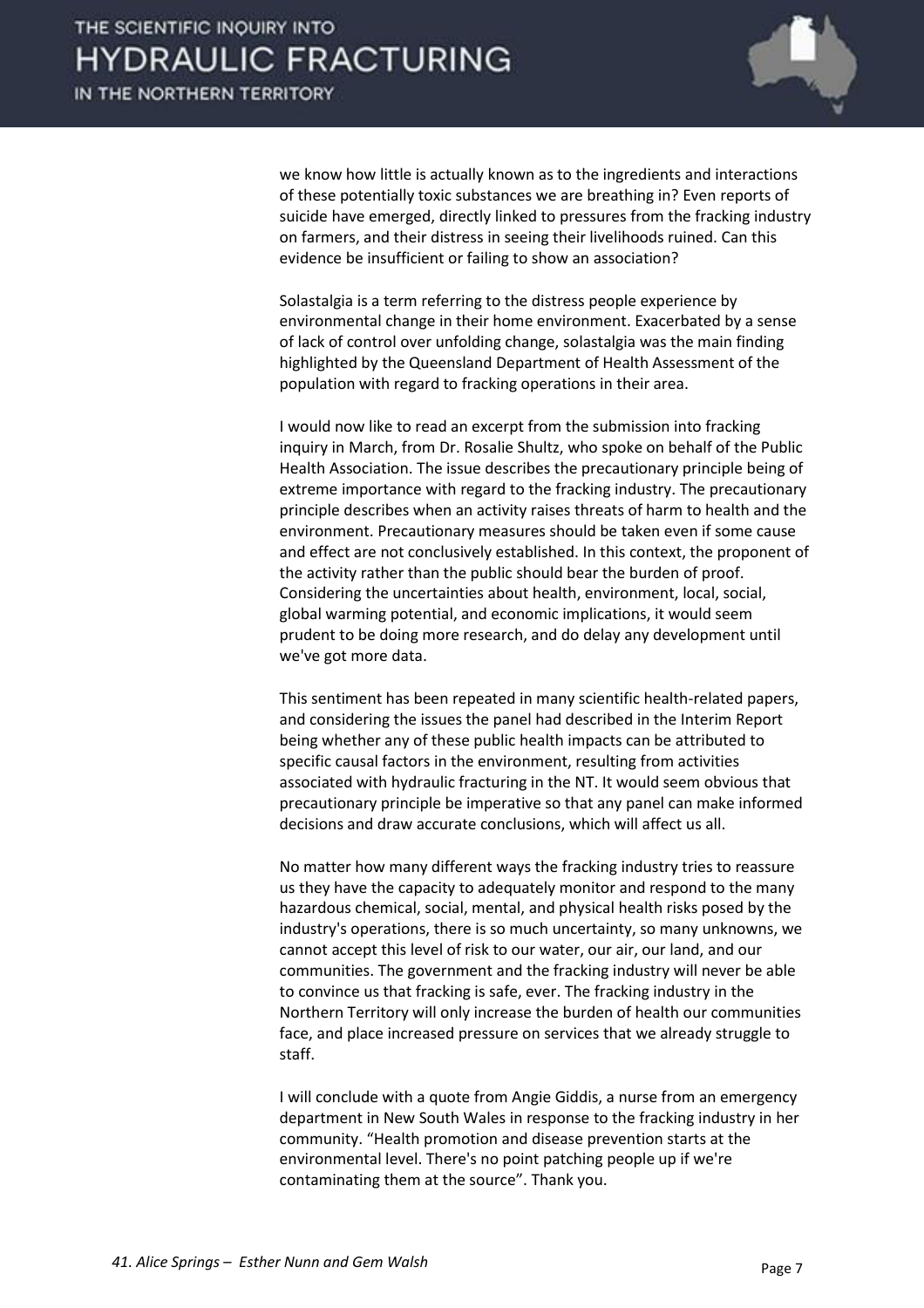we know how little is actually known as to the ingredients and interactions of these potentially toxic substances we are breathing in? Even reports of suicide have emerged, directly linked to pressures from the fracking industry on farmers, and their distress in seeing their livelihoods ruined. Can this evidence be insufficient or failing to show an association?

Solastalgia is a term referring to the distress people experience by environmental change in their home environment. Exacerbated by a sense of lack of control over unfolding change, solastalgia was the main finding highlighted by the Queensland Department of Health Assessment of the population with regard to fracking operations in their area.

I would now like to read an excerpt from the submission into fracking inquiry in March, from Dr. Rosalie Shultz, who spoke on behalf of the Public Health Association. The issue describes the precautionary principle being of extreme importance with regard to the fracking industry. The precautionary principle describes when an activity raises threats of harm to health and the environment. Precautionary measures should be taken even if some cause and effect are not conclusively established. In this context, the proponent of the activity rather than the public should bear the burden of proof. Considering the uncertainties about health, environment, local, social, global warming potential, and economic implications, it would seem prudent to be doing more research, and do delay any development until we've got more data.

This sentiment has been repeated in many scientific health-related papers, and considering the issues the panel had described in the Interim Report being whether any of these public health impacts can be attributed to specific causal factors in the environment, resulting from activities associated with hydraulic fracturing in the NT. It would seem obvious that precautionary principle be imperative so that any panel can make informed decisions and draw accurate conclusions, which will affect us all.

No matter how many different ways the fracking industry tries to reassure us they have the capacity to adequately monitor and respond to the many hazardous chemical, social, mental, and physical health risks posed by the industry's operations, there is so much uncertainty, so many unknowns, we cannot accept this level of risk to our water, our air, our land, and our communities. The government and the fracking industry will never be able to convince us that fracking is safe, ever. The fracking industry in the Northern Territory will only increase the burden of health our communities face, and place increased pressure on services that we already struggle to staff.

I will conclude with a quote from Angie Giddis, a nurse from an emergency department in New South Wales in response to the fracking industry in her community. "Health promotion and disease prevention starts at the environmental level. There's no point patching people up if we're contaminating them at the source". Thank you.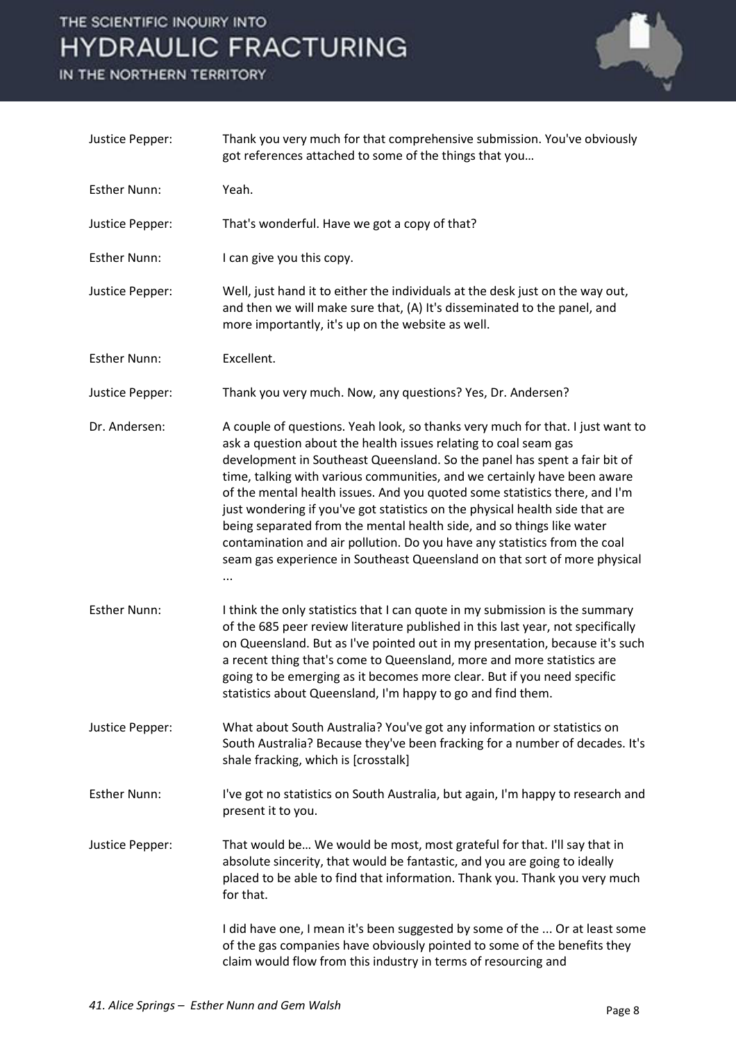Justice Pepper: Thank you very much for that comprehensive submission. You've obviously got references attached to some of the things that you…

Esther Nunn: Yeah.

Justice Pepper: That's wonderful. Have we got a copy of that?

Esther Nunn: I can give you this copy.

Justice Pepper: Well, just hand it to either the individuals at the desk just on the way out, and then we will make sure that, (A) It's disseminated to the panel, and more importantly, it's up on the website as well.

Esther Nunn: Excellent.

Justice Pepper: Thank you very much. Now, any questions? Yes, Dr. Andersen?

Dr. Andersen: A couple of questions. Yeah look, so thanks very much for that. I just want to ask a question about the health issues relating to coal seam gas development in Southeast Queensland. So the panel has spent a fair bit of time, talking with various communities, and we certainly have been aware of the mental health issues. And you quoted some statistics there, and I'm just wondering if you've got statistics on the physical health side that are being separated from the mental health side, and so things like water contamination and air pollution. Do you have any statistics from the coal seam gas experience in Southeast Queensland on that sort of more physical ...

Esther Nunn: I think the only statistics that I can quote in my submission is the summary of the 685 peer review literature published in this last year, not specifically on Queensland. But as I've pointed out in my presentation, because it's such a recent thing that's come to Queensland, more and more statistics are going to be emerging as it becomes more clear. But if you need specific statistics about Queensland, I'm happy to go and find them.

Justice Pepper: What about South Australia? You've got any information or statistics on South Australia? Because they've been fracking for a number of decades. It's shale fracking, which is [crosstalk]

Esther Nunn: I've got no statistics on South Australia, but again, I'm happy to research and present it to you.

Justice Pepper: That would be… We would be most, most grateful for that. I'll say that in absolute sincerity, that would be fantastic, and you are going to ideally placed to be able to find that information. Thank you. Thank you very much for that.

I did have one, I mean it's been suggested by some of the ... Or at least some of the gas companies have obviously pointed to some of the benefits they claim would flow from this industry in terms of resourcing and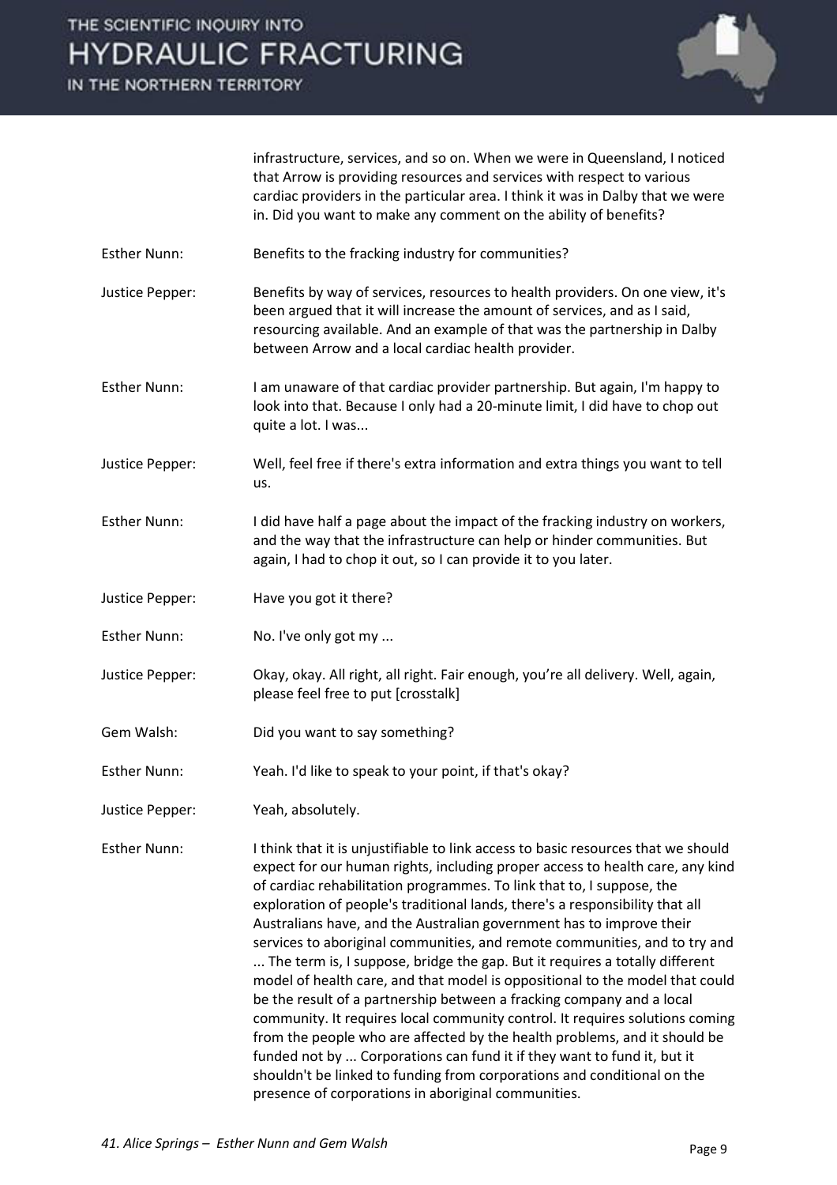infrastructure, services, and so on. When we were in Queensland, I noticed that Arrow is providing resources and services with respect to various cardiac providers in the particular area. I think it was in Dalby that we were in. Did you want to make any comment on the ability of benefits?

Esther Nunn: Benefits to the fracking industry for communities?

Justice Pepper: Benefits by way of services, resources to health providers. On one view, it's been argued that it will increase the amount of services, and as I said, resourcing available. And an example of that was the partnership in Dalby between Arrow and a local cardiac health provider.

Esther Nunn: I am unaware of that cardiac provider partnership. But again, I'm happy to look into that. Because I only had a 20-minute limit, I did have to chop out quite a lot. I was...

Justice Pepper: Well, feel free if there's extra information and extra things you want to tell us.

Esther Nunn: I did have half a page about the impact of the fracking industry on workers, and the way that the infrastructure can help or hinder communities. But again, I had to chop it out, so I can provide it to you later.

Justice Pepper: Have you got it there?

Esther Nunn: No. I've only got my ...

Justice Pepper: Okay, okay. All right, all right. Fair enough, you're all delivery. Well, again, please feel free to put [crosstalk]

Gem Walsh: Did you want to say something?

Esther Nunn: Yeah. I'd like to speak to your point, if that's okay?

Justice Pepper: Yeah, absolutely.

Esther Nunn: I think that it is unjustifiable to link access to basic resources that we should expect for our human rights, including proper access to health care, any kind of cardiac rehabilitation programmes. To link that to, I suppose, the exploration of people's traditional lands, there's a responsibility that all Australians have, and the Australian government has to improve their services to aboriginal communities, and remote communities, and to try and ... The term is, I suppose, bridge the gap. But it requires a totally different model of health care, and that model is oppositional to the model that could be the result of a partnership between a fracking company and a local community. It requires local community control. It requires solutions coming from the people who are affected by the health problems, and it should be funded not by ... Corporations can fund it if they want to fund it, but it shouldn't be linked to funding from corporations and conditional on the presence of corporations in aboriginal communities.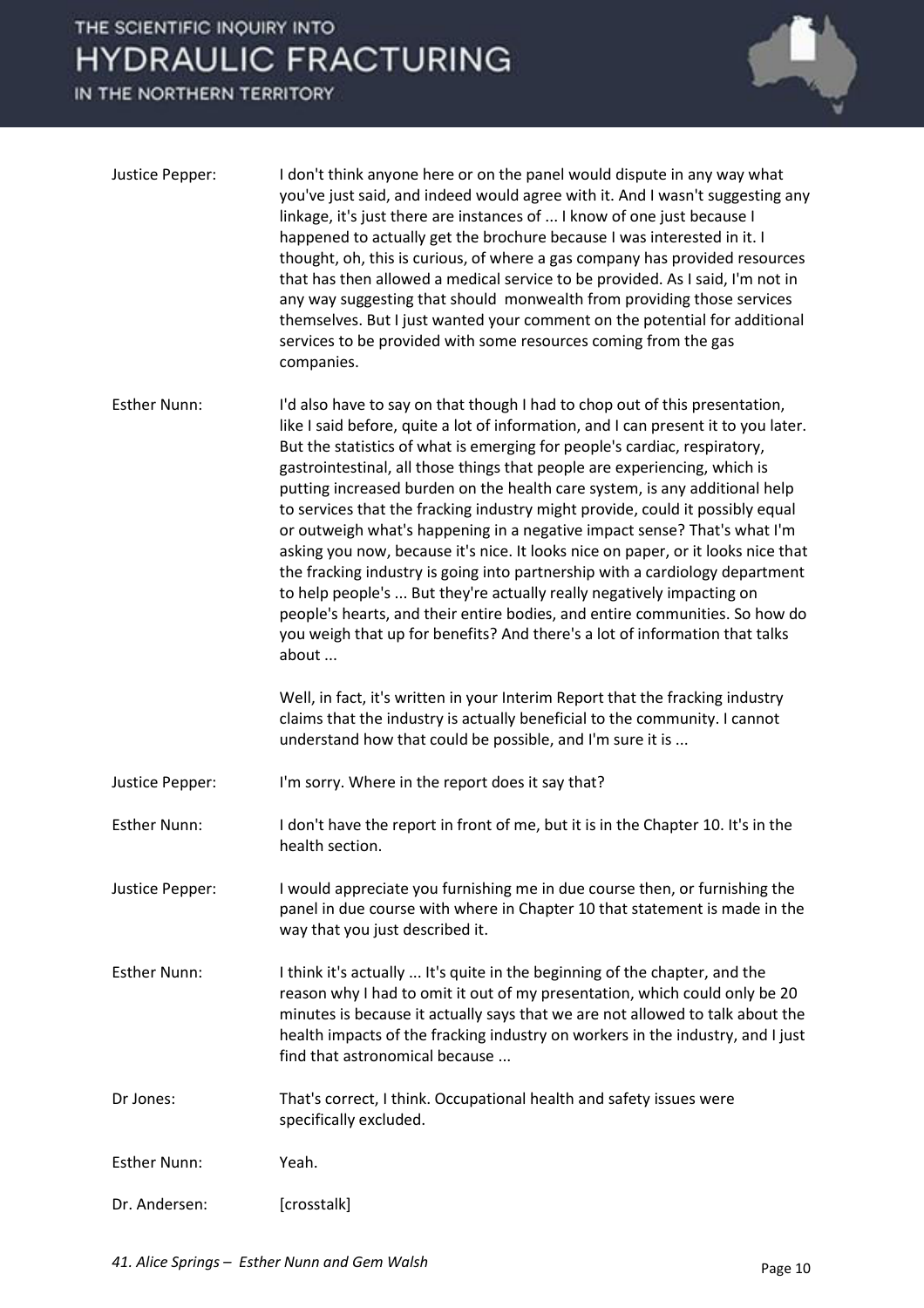Justice Pepper: I don't think anyone here or on the panel would dispute in any way what you've just said, and indeed would agree with it. And I wasn't suggesting any linkage, it's just there are instances of ... I know of one just because I happened to actually get the brochure because I was interested in it. I thought, oh, this is curious, of where a gas company has provided resources that has then allowed a medical service to be provided. As I said, I'm not in any way suggesting that should monwealth from providing those services themselves. But I just wanted your comment on the potential for additional services to be provided with some resources coming from the gas companies.

Esther Nunn: I'd also have to say on that though I had to chop out of this presentation, like I said before, quite a lot of information, and I can present it to you later. But the statistics of what is emerging for people's cardiac, respiratory, gastrointestinal, all those things that people are experiencing, which is putting increased burden on the health care system, is any additional help to services that the fracking industry might provide, could it possibly equal or outweigh what's happening in a negative impact sense? That's what I'm asking you now, because it's nice. It looks nice on paper, or it looks nice that the fracking industry is going into partnership with a cardiology department to help people's ... But they're actually really negatively impacting on people's hearts, and their entire bodies, and entire communities. So how do you weigh that up for benefits? And there's a lot of information that talks about ...

Well, in fact, it's written in your Interim Report that the fracking industry claims that the industry is actually beneficial to the community. I cannot understand how that could be possible, and I'm sure it is ...

Justice Pepper: I'm sorry. Where in the report does it say that?

Esther Nunn: I don't have the report in front of me, but it is in the Chapter 10. It's in the health section.

Justice Pepper: I would appreciate you furnishing me in due course then, or furnishing the panel in due course with where in Chapter 10 that statement is made in the way that you just described it.

Esther Nunn: I think it's actually ... It's quite in the beginning of the chapter, and the reason why I had to omit it out of my presentation, which could only be 20 minutes is because it actually says that we are not allowed to talk about the health impacts of the fracking industry on workers in the industry, and I just find that astronomical because ...

Dr Jones: That's correct, I think. Occupational health and safety issues were specifically excluded.

Esther Nunn: Yeah.

Dr. Andersen: [crosstalk]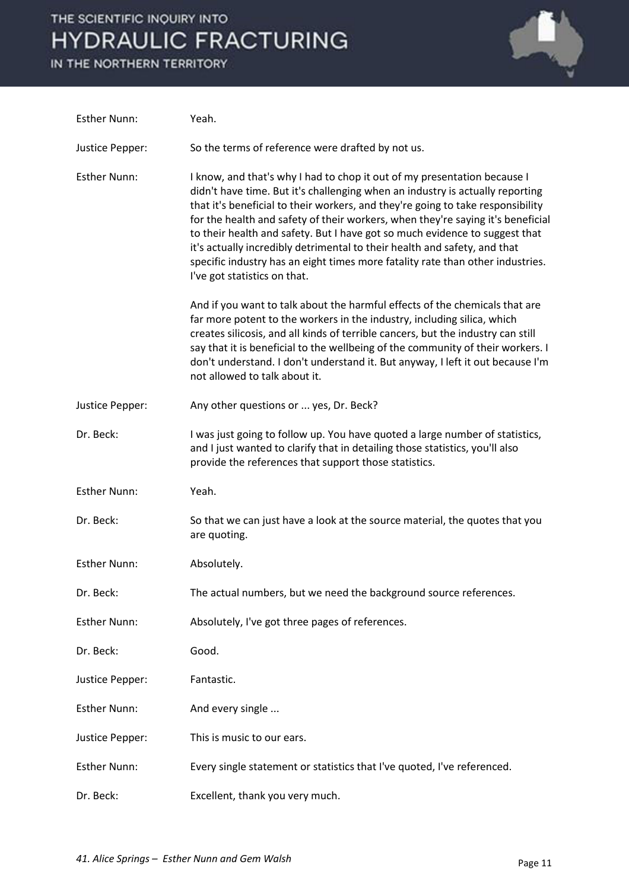Esther Nunn: Yeah.

Justice Pepper: So the terms of reference were drafted by not us.

Esther Nunn: I know, and that's why I had to chop it out of my presentation because I didn't have time. But it's challenging when an industry is actually reporting that it's beneficial to their workers, and they're going to take responsibility for the health and safety of their workers, when they're saying it's beneficial to their health and safety. But I have got so much evidence to suggest that it's actually incredibly detrimental to their health and safety, and that specific industry has an eight times more fatality rate than other industries. I've got statistics on that.

And if you want to talk about the harmful effects of the chemicals that are far more potent to the workers in the industry, including silica, which creates silicosis, and all kinds of terrible cancers, but the industry can still say that it is beneficial to the wellbeing of the community of their workers. I don't understand. I don't understand it. But anyway, I left it out because I'm not allowed to talk about it.

Justice Pepper: Any other questions or ... yes, Dr. Beck?

Dr. Beck: I was just going to follow up. You have quoted a large number of statistics, and I just wanted to clarify that in detailing those statistics, you'll also provide the references that support those statistics.

Esther Nunn: Yeah.

Dr. Beck: So that we can just have a look at the source material, the quotes that you are quoting.

Esther Nunn: Absolutely.

Dr. Beck: The actual numbers, but we need the background source references.

Esther Nunn: Absolutely, I've got three pages of references.

Dr. Beck: Good.

Justice Pepper: Fantastic.

Esther Nunn: And every single ...

Justice Pepper: This is music to our ears.

Esther Nunn: Every single statement or statistics that I've quoted, I've referenced.

Dr. Beck: Excellent, thank you very much.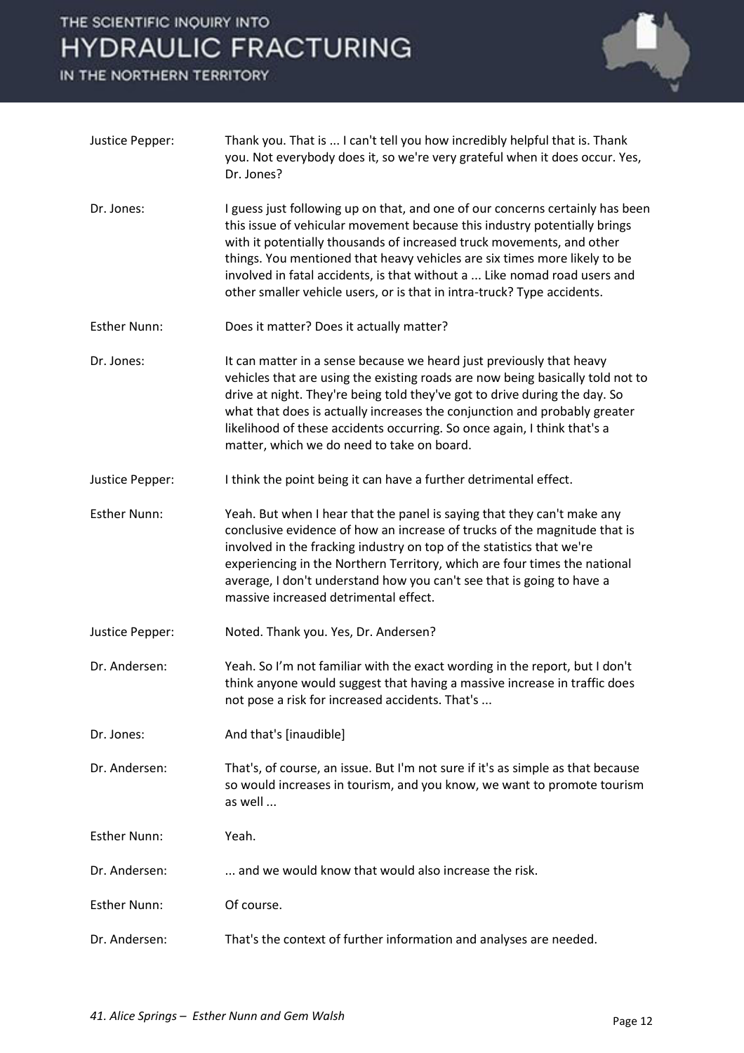Justice Pepper: Thank you. That is ... I can't tell you how incredibly helpful that is. Thank you. Not everybody does it, so we're very grateful when it does occur. Yes, Dr. Jones?

Dr. Jones: I guess just following up on that, and one of our concerns certainly has been this issue of vehicular movement because this industry potentially brings with it potentially thousands of increased truck movements, and other things. You mentioned that heavy vehicles are six times more likely to be involved in fatal accidents, is that without a ... Like nomad road users and other smaller vehicle users, or is that in intra-truck? Type accidents.

Esther Nunn: Does it matter? Does it actually matter?

Dr. Jones: It can matter in a sense because we heard just previously that heavy vehicles that are using the existing roads are now being basically told not to drive at night. They're being told they've got to drive during the day. So what that does is actually increases the conjunction and probably greater likelihood of these accidents occurring. So once again, I think that's a matter, which we do need to take on board.

Justice Pepper: I think the point being it can have a further detrimental effect.

Esther Nunn: Yeah. But when I hear that the panel is saying that they can't make any conclusive evidence of how an increase of trucks of the magnitude that is involved in the fracking industry on top of the statistics that we're experiencing in the Northern Territory, which are four times the national average, I don't understand how you can't see that is going to have a massive increased detrimental effect.

Justice Pepper: Noted. Thank you. Yes, Dr. Andersen?

Dr. Andersen: Yeah. So I'm not familiar with the exact wording in the report, but I don't think anyone would suggest that having a massive increase in traffic does not pose a risk for increased accidents. That's ...

Dr. Jones: And that's [inaudible]

Dr. Andersen: That's, of course, an issue. But I'm not sure if it's as simple as that because so would increases in tourism, and you know, we want to promote tourism as well ...

Esther Nunn: Yeah.

Dr. Andersen: ... and we would know that would also increase the risk.

Esther Nunn: Of course.

Dr. Andersen: That's the context of further information and analyses are needed.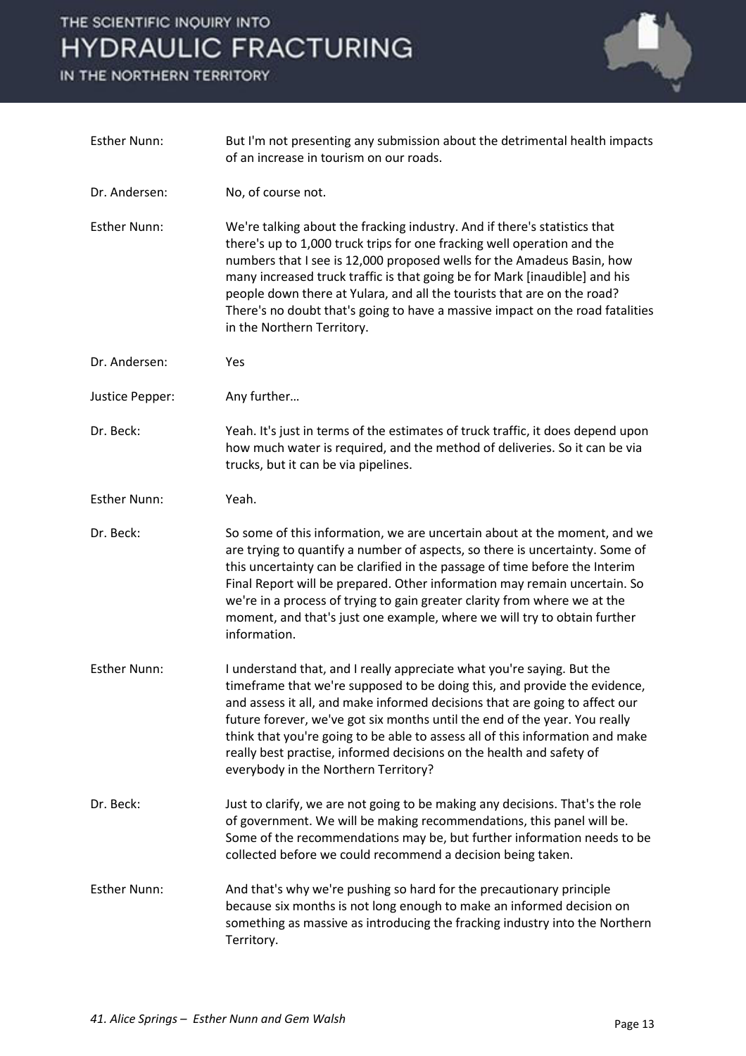**Esther Nunn:** But I'm not presenting any submission about the detrimental health impacts of an increase in tourism on our roads.

**Dr. Andersen:** No, of course not.

**Esther Nunn:** We're talking about the fracking industry. And if there's statistics that there's up to 1,000 truck trips for one fracking well operation and the numbers that I see is 12,000 proposed wells for the Amadeus Basin, how many increased truck traffic is that going be for Mark [inaudible] and his people down there at Yulara, and all the tourists that are on the road? There's no doubt that's going to have a massive impact on the road fatalities in the Northern Territory.

**Dr. Andersen:** Yes

**Justice Pepper:** Any further…

**Dr. Beck:** Yeah. It's just in terms of the estimates of truck traffic, it does depend upon how much water is required, and the method of deliveries. So it can be via trucks, but it can be via pipelines.

**Esther Nunn:** Yeah.

**Dr. Beck:** So some of this information, we are uncertain about at the moment, and we are trying to quantify a number of aspects, so there is uncertainty. Some of this uncertainty can be clarified in the passage of time before the Interim Final Report will be prepared. Other information may remain uncertain. So we're in a process of trying to gain greater clarity from where we at the moment, and that's just one example, where we will try to obtain further information.

**Esther Nunn:** I understand that, and I really appreciate what you're saying. But the timeframe that we're supposed to be doing this, and provide the evidence, and assess it all, and make informed decisions that are going to affect our future forever, we've got six months until the end of the year. You really think that you're going to be able to assess all of this information and make really best practise, informed decisions on the health and safety of everybody in the Northern Territory?

**Dr. Beck:** Just to clarify, we are not going to be making any decisions. That's the role of government. We will be making recommendations, this panel will be. Some of the recommendations may be, but further information needs to be collected before we could recommend a decision being taken.

**Esther Nunn:** And that's why we're pushing so hard for the precautionary principle because six months is not long enough to make an informed decision on something as massive as introducing the fracking industry into the Northern Territory.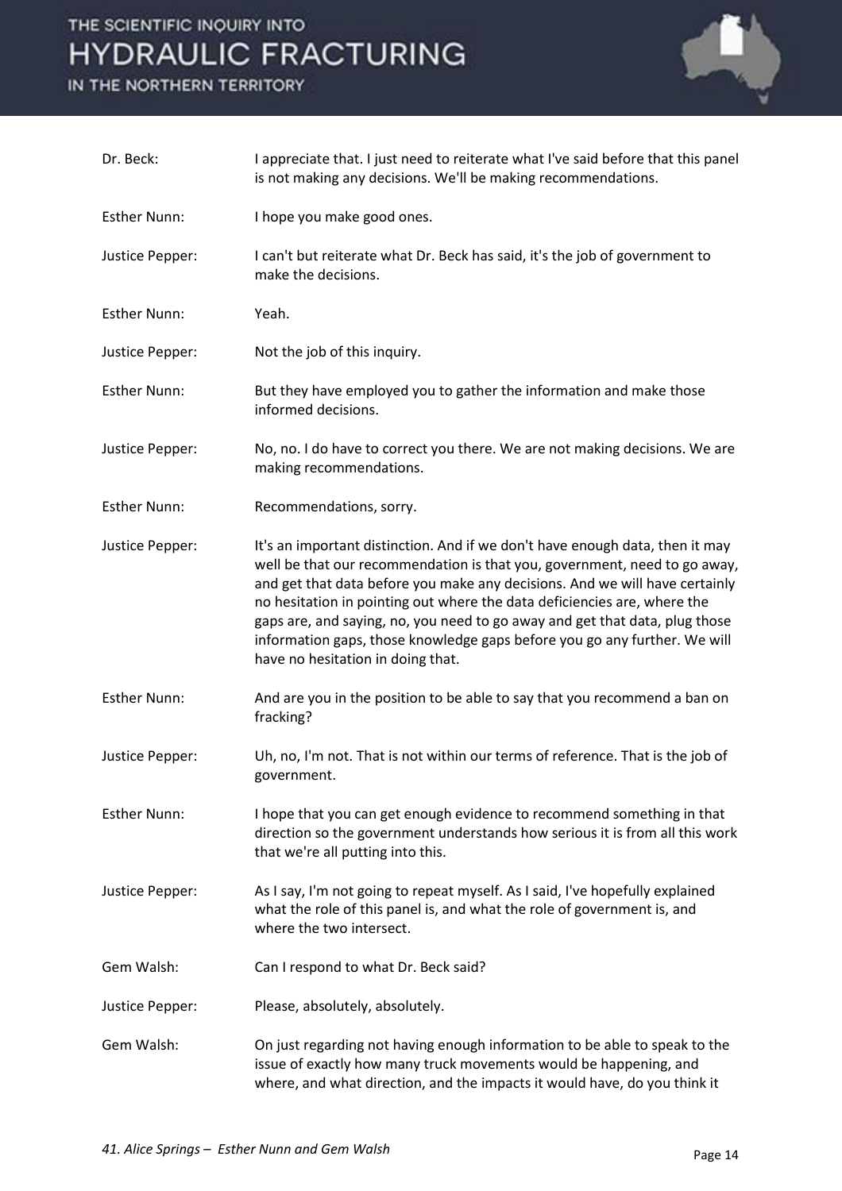Dr. Beck: I appreciate that. I just need to reiterate what I've said before that this panel is not making any decisions. We'll be making recommendations.

Esther Nunn: I hope you make good ones.

Justice Pepper: I can't but reiterate what Dr. Beck has said, it's the job of government to make the decisions.

Esther Nunn: Yeah.

Justice Pepper: Not the job of this inquiry.

Esther Nunn: But they have employed you to gather the information and make those informed decisions.

Justice Pepper: No, no. I do have to correct you there. We are not making decisions. We are making recommendations.

Esther Nunn: Recommendations, sorry.

Justice Pepper: It's an important distinction. And if we don't have enough data, then it may well be that our recommendation is that you, government, need to go away, and get that data before you make any decisions. And we will have certainly no hesitation in pointing out where the data deficiencies are, where the gaps are, and saying, no, you need to go away and get that data, plug those information gaps, those knowledge gaps before you go any further. We will have no hesitation in doing that.

Esther Nunn: And are you in the position to be able to say that you recommend a ban on fracking?

Justice Pepper: Uh, no, I'm not. That is not within our terms of reference. That is the job of government.

Esther Nunn: I hope that you can get enough evidence to recommend something in that direction so the government understands how serious it is from all this work that we're all putting into this.

Justice Pepper: As I say, I'm not going to repeat myself. As I said, I've hopefully explained what the role of this panel is, and what the role of government is, and where the two intersect.

Gem Walsh: Can I respond to what Dr. Beck said?

Justice Pepper: Please, absolutely, absolutely.

Gem Walsh: On just regarding not having enough information to be able to speak to the issue of exactly how many truck movements would be happening, and where, and what direction, and the impacts it would have, do you think it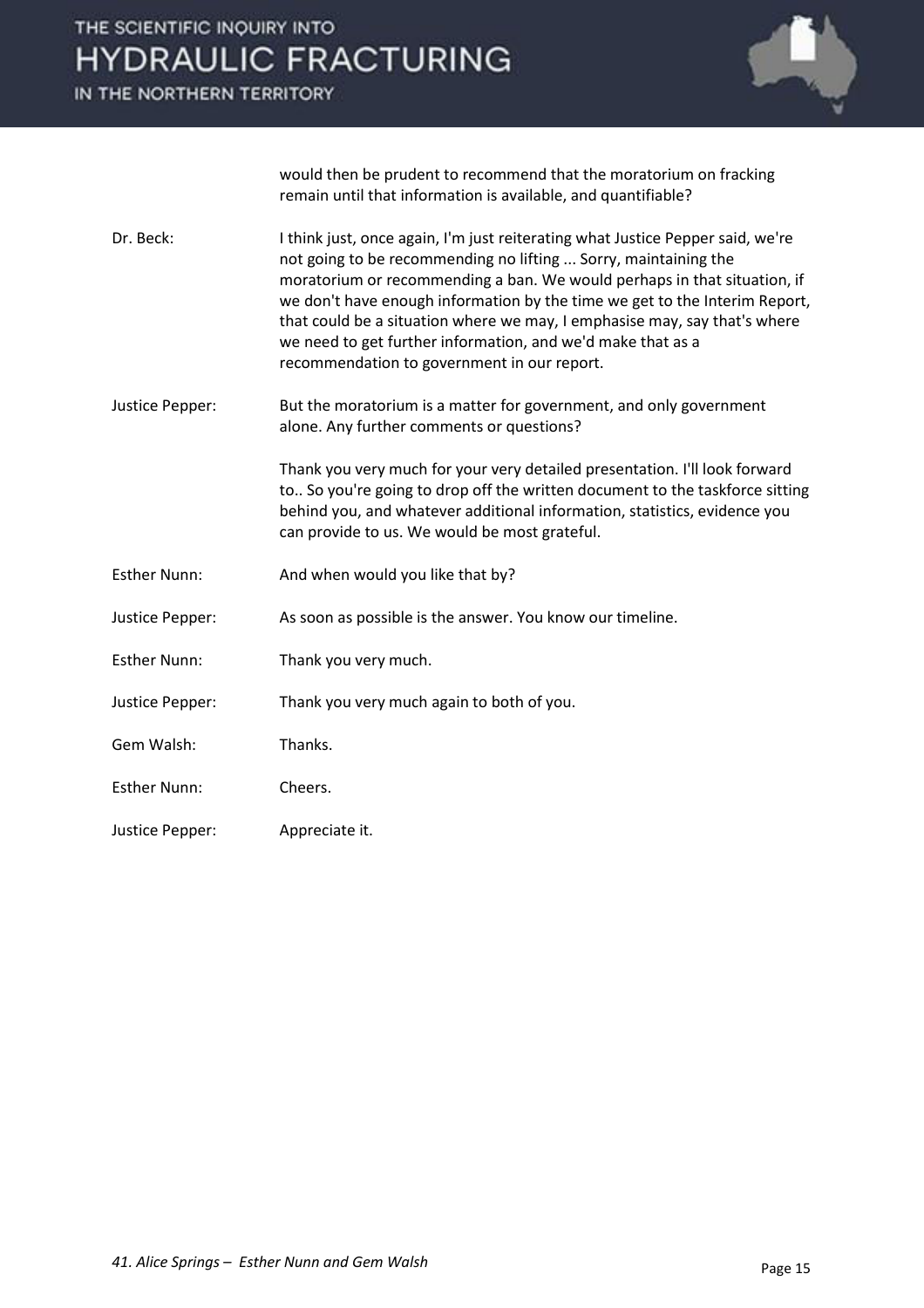would then be prudent to recommend that the moratorium on fracking remain until that information is available, and quantifiable?

Dr. Beck: I think just, once again, I'm just reiterating what Justice Pepper said, we're not going to be recommending no lifting ... Sorry, maintaining the moratorium or recommending a ban. We would perhaps in that situation, if we don't have enough information by the time we get to the Interim Report, that could be a situation where we may, I emphasise may, say that's where we need to get further information, and we'd make that as a recommendation to government in our report.

Justice Pepper: But the moratorium is a matter for government, and only government alone. Any further comments or questions?

Thank you very much for your very detailed presentation. I'll look forward to.. So you're going to drop off the written document to the taskforce sitting behind you, and whatever additional information, statistics, evidence you can provide to us. We would be most grateful.

Esther Nunn: And when would you like that by?

Justice Pepper: As soon as possible is the answer. You know our timeline.

Esther Nunn: Thank you very much.

Justice Pepper: Thank you very much again to both of you.

Gem Walsh: Thanks.

Esther Nunn: Cheers.

Justice Pepper: Appreciate it.